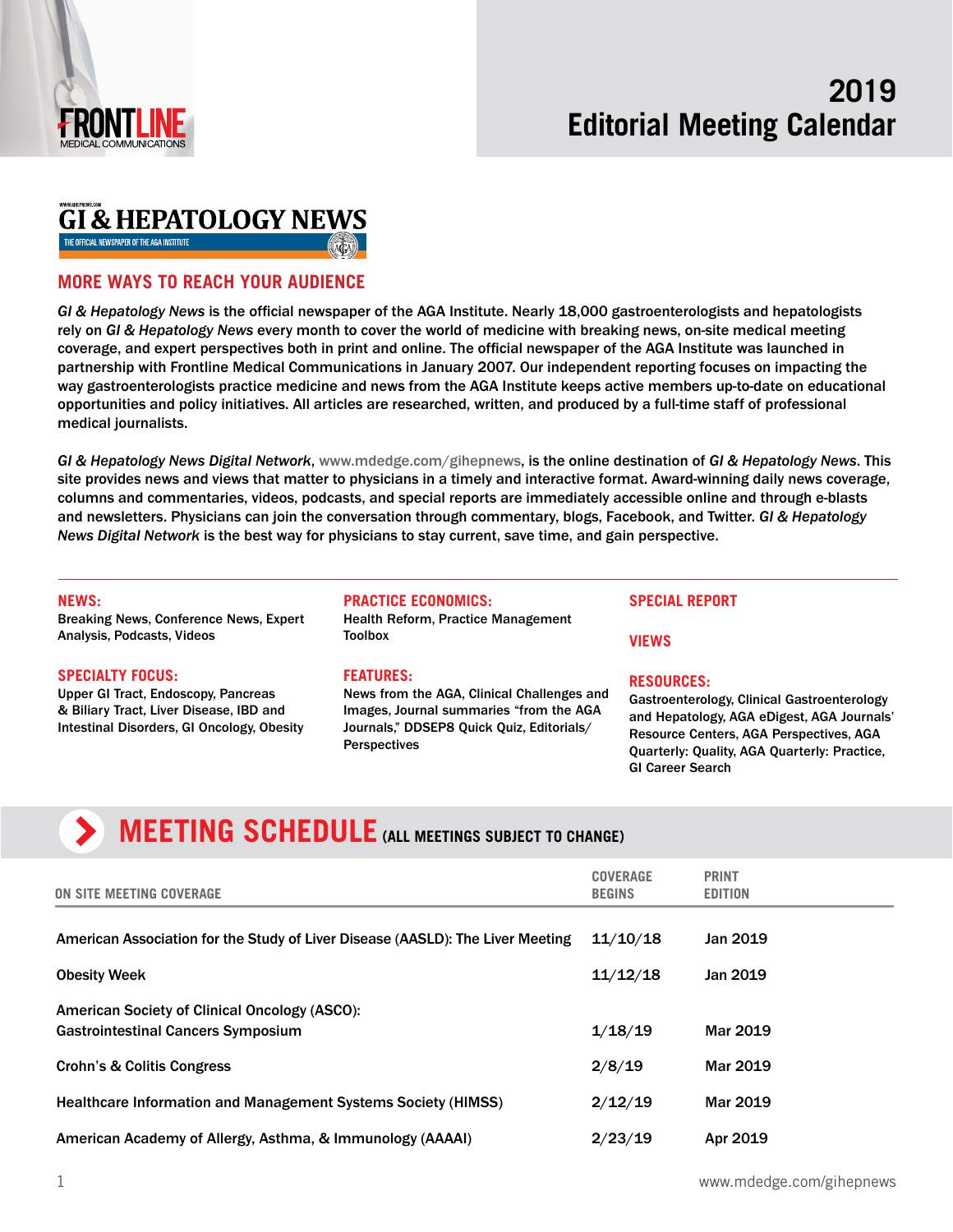FRONTLINE
MEDICAL COMMUNICATIONS

# 2019 Editorial Meeting Calendar

## GI & HEPATOLOGY NEWS

THE OFFICIAL NEWSPAPER OF THE AGA INSTITUTE

## MORE WAYS TO REACH YOUR AUDIENCE

*GI & Hepatology News* is the official newspaper of the AGA Institute. Nearly 18,000 gastroenterologists and hepatologists rely on *GI & Hepatology News* every month to cover the world of medicine with breaking news, on-site medical meeting coverage, and expert perspectives both in print and online. The official newspaper of the AGA Institute was launched in partnership with Frontline Medical Communications in January 2007. Our independent reporting focuses on impacting the way gastroenterologists practice medicine and news from the AGA Institute keeps active members up-to-date on educational opportunities and policy initiatives. All articles are researched, written, and produced by a full-time staff of professional medical journalists.

*GI & Hepatology News Digital Network*, www.mdedge.com/gihepnews, is the online destination of *GI & Hepatology News*. This site provides news and views that matter to physicians in a timely and interactive format. Award-winning daily news coverage, columns and commentaries, videos, podcasts, and special reports are immediately accessible online and through e-blasts and newsletters. Physicians can join the conversation through commentary, blogs, Facebook, and Twitter. *GI & Hepatology News Digital Network* is the best way for physicians to stay current, save time, and gain perspective.

**NEWS:**
Breaking News, Conference News, Expert Analysis, Podcasts, Videos

**SPECIALTY FOCUS:**
Upper GI Tract, Endoscopy, Pancreas & Biliary Tract, Liver Disease, IBD and Intestinal Disorders, GI Oncology, Obesity

**PRACTICE ECONOMICS:**
Health Reform, Practice Management Toolbox

**FEATURES:**
News from the AGA, Clinical Challenges and Images, Journal summaries "from the AGA Journals," DDSEP8 Quick Quiz, Editorials/Perspectives

**SPECIAL REPORT**

**VIEWS**

**RESOURCES:**
Gastroenterology, Clinical Gastroenterology and Hepatology, AGA eDigest, AGA Journals' Resource Centers, AGA Perspectives, AGA Quarterly: Quality, AGA Quarterly: Practice, GI Career Search

## MEETING SCHEDULE (ALL MEETINGS SUBJECT TO CHANGE)

| ON SITE MEETING COVERAGE | COVERAGE BEGINS | PRINT EDITION |
|---|---|---|
| American Association for the Study of Liver Disease (AASLD): The Liver Meeting | 11/10/18 | Jan 2019 |
| Obesity Week | 11/12/18 | Jan 2019 |
| American Society of Clinical Oncology (ASCO): Gastrointestinal Cancers Symposium | 1/18/19 | Mar 2019 |
| Crohn's & Colitis Congress | 2/8/19 | Mar 2019 |
| Healthcare Information and Management Systems Society (HIMSS) | 2/12/19 | Mar 2019 |
| American Academy of Allergy, Asthma, & Immunology (AAAAI) | 2/23/19 | Apr 2019 |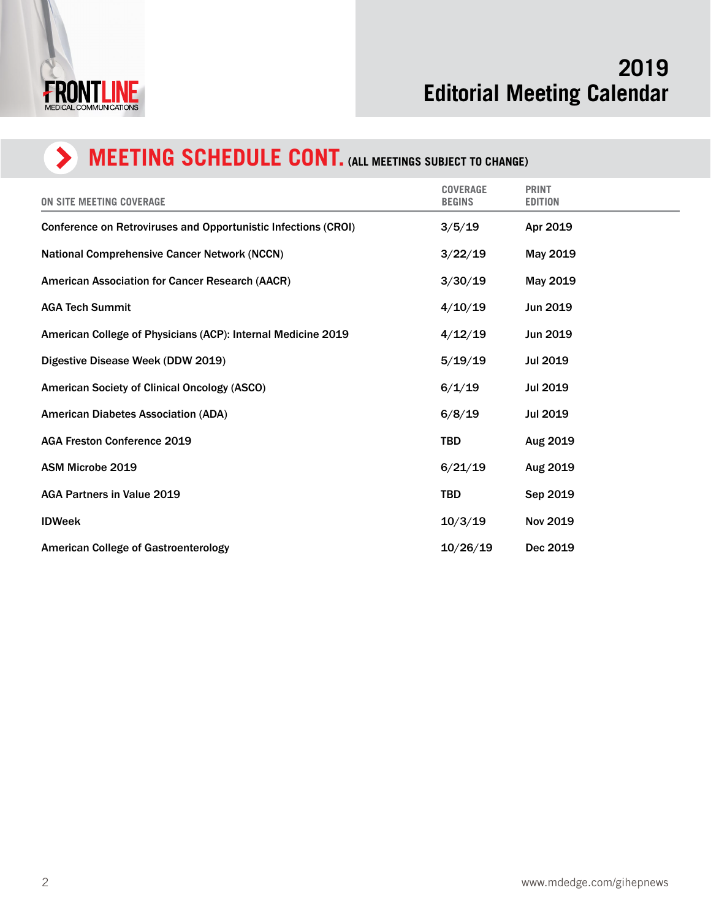# 2019 Editorial Meeting Calendar

## MEETING SCHEDULE CONT. (ALL MEETINGS SUBJECT TO CHANGE)

| ON SITE MEETING COVERAGE | COVERAGE BEGINS | PRINT EDITION |
|---|---|---|
| Conference on Retroviruses and Opportunistic Infections (CROI) | 3/5/19 | Apr 2019 |
| National Comprehensive Cancer Network (NCCN) | 3/22/19 | May 2019 |
| American Association for Cancer Research (AACR) | 3/30/19 | May 2019 |
| AGA Tech Summit | 4/10/19 | Jun 2019 |
| American College of Physicians (ACP): Internal Medicine 2019 | 4/12/19 | Jun 2019 |
| Digestive Disease Week (DDW 2019) | 5/19/19 | Jul 2019 |
| American Society of Clinical Oncology (ASCO) | 6/1/19 | Jul 2019 |
| American Diabetes Association (ADA) | 6/8/19 | Jul 2019 |
| AGA Freston Conference 2019 | TBD | Aug 2019 |
| ASM Microbe 2019 | 6/21/19 | Aug 2019 |
| AGA Partners in Value 2019 | TBD | Sep 2019 |
| IDWeek | 10/3/19 | Nov 2019 |
| American College of Gastroenterology | 10/26/19 | Dec 2019 |

www.mdedge.com/gihepnews